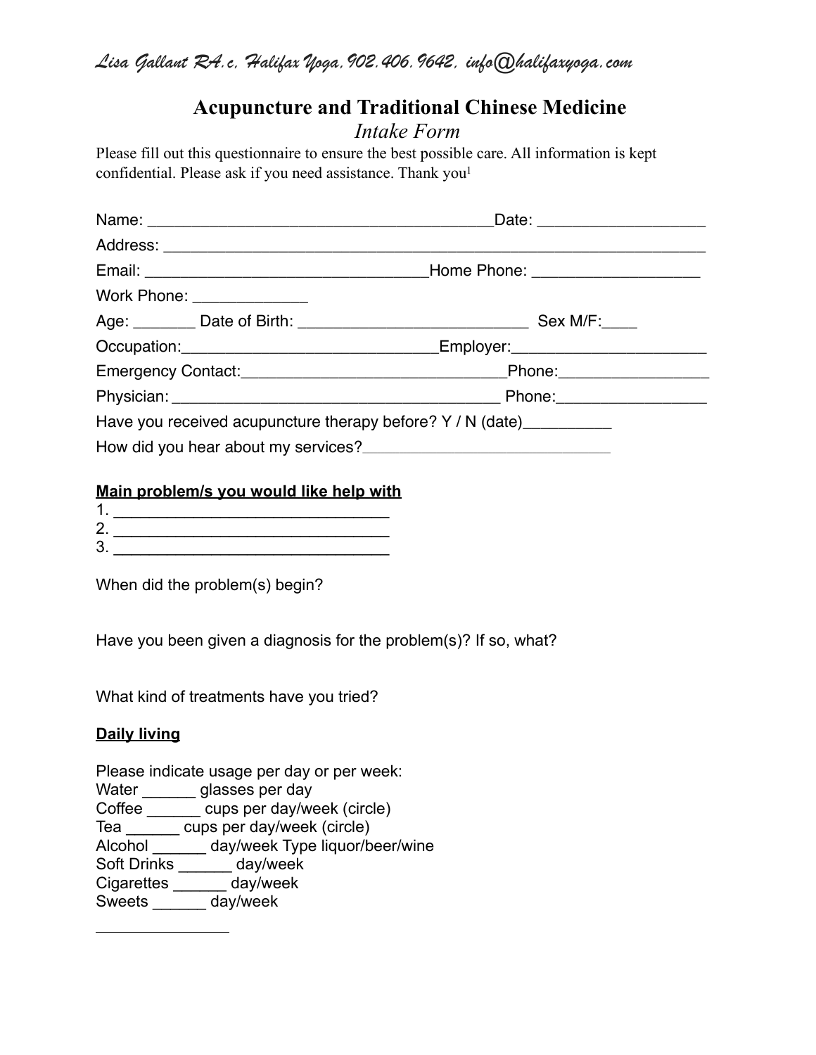*Lisa Gallant RA.c, Halifax Yoga, 902.406.9642, info@halifaxyoga.com*

# Acupuncture and Traditional Chinese Medicine

## *Intake Form*

Please fill out this questionnaire to ensure the best possible care. All information is kept confidential. Please ask if you need assistance. Thank you[1]

Name: ________________________________________Date: ___________________

Address: ______________________________________________________________

Email: _________________________________Home Phone: ___________________

Work Phone: _____________

Age: _______ Date of Birth: __________________________ Sex M/F:____

Occupation:_____________________________Employer:______________________

Emergency Contact:______________________________Phone:_________________

Physician: ______________________________________ Phone:_________________

Have you received acupuncture therapy before? Y / N (date)__________

How did you hear about my services?______________________________

**Main problem/s you would like help with**

1. ________________________________
2. ________________________________
3. ________________________________

When did the problem(s) begin?

Have you been given a diagnosis for the problem(s)? If so, what?

What kind of treatments have you tried?

**Daily living**

Please indicate usage per day or per week:

Water ______ glasses per day

Coffee ______ cups per day/week (circle)

Tea ______ cups per day/week (circle)

Alcohol ______ day/week Type liquor/beer/wine

Soft Drinks ______ day/week

Cigarettes ______ day/week

Sweets ______ day/week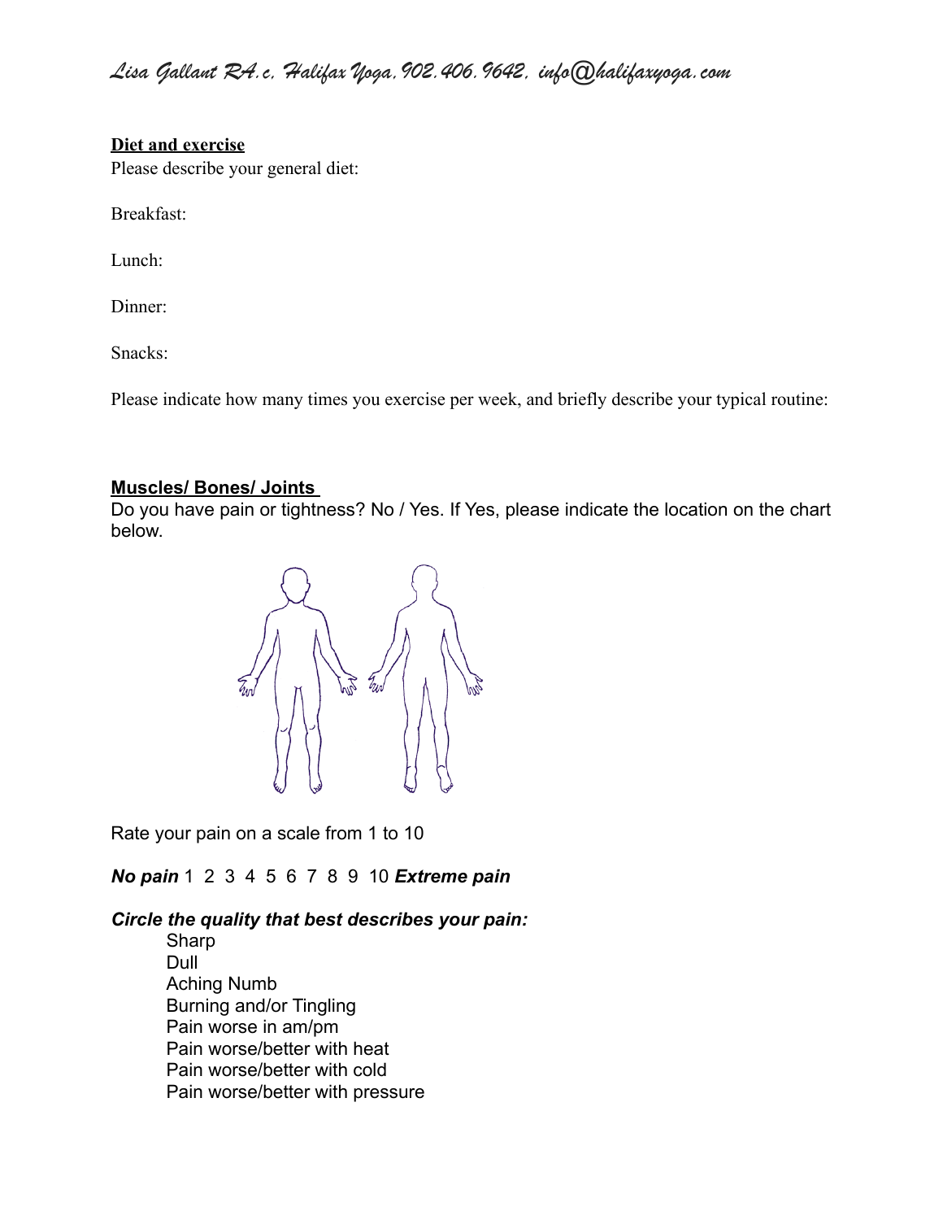## Diet and exercise

Please describe your general diet:

Breakfast:

Lunch:

Dinner:

Snacks:

Please indicate how many times you exercise per week, and briefly describe your typical routine:

## Muscles/ Bones/ Joints

Do you have pain or tightness? No / Yes. If Yes, please indicate the location on the chart below.

Rate your pain on a scale from 1 to 10

***No pain*** 1 2 3 4 5 6 7 8 9 10 ***Extreme pain***

***Circle the quality that best describes your pain:***

- Sharp
- Dull
- Aching Numb
- Burning and/or Tingling
- Pain worse in am/pm
- Pain worse/better with heat
- Pain worse/better with cold
- Pain worse/better with pressure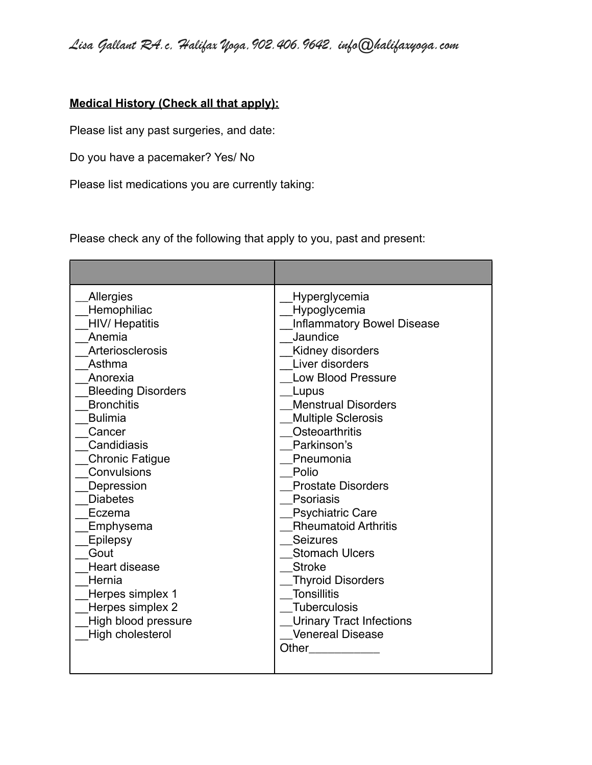**Medical History (Check all that apply):**

Please list any past surgeries, and date:

Do you have a pacemaker? Yes/ No

Please list medications you are currently taking:

Please check any of the following that apply to you, past and present:

| | |
|---|---|
| __Allergies | __Hyperglycemia |
| __Hemophiliac | __Hypoglycemia |
| __HIV/ Hepatitis | __Inflammatory Bowel Disease |
| __Anemia | __Jaundice |
| __Arteriosclerosis | __Kidney disorders |
| __Asthma | __Liver disorders |
| __Anorexia | __Low Blood Pressure |
| __Bleeding Disorders | __Lupus |
| __Bronchitis | __Menstrual Disorders |
| __Bulimia | __Multiple Sclerosis |
| __Cancer | __Osteoarthritis |
| __Candidiasis | __Parkinson's |
| __Chronic Fatigue | __Pneumonia |
| __Convulsions | __Polio |
| __Depression | __Prostate Disorders |
| __Diabetes | __Psoriasis |
| __Eczema | __Psychiatric Care |
| __Emphysema | __Rheumatoid Arthritis |
| __Epilepsy | __Seizures |
| __Gout | __Stomach Ulcers |
| __Heart disease | __Stroke |
| __Hernia | __Thyroid Disorders |
| __Herpes simplex 1 | __Tonsillitis |
| __Herpes simplex 2 | __Tuberculosis |
| __High blood pressure | __Urinary Tract Infections |
| __High cholesterol | __Venereal Disease |
| | Other___________ |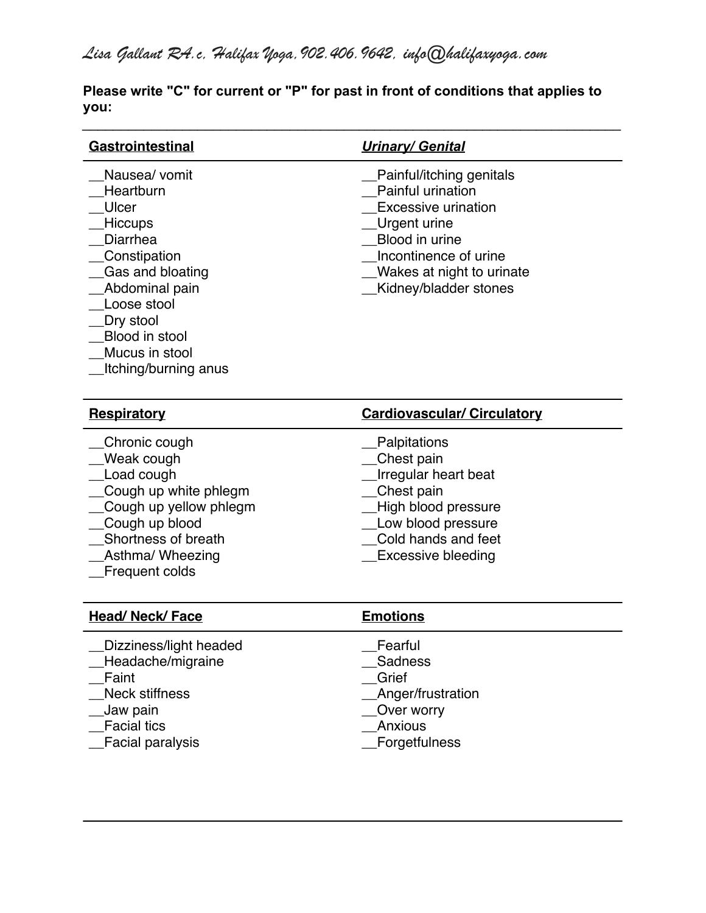*Lisa Gallant RA.c, Halifax Yoga, 902.406.9642, info@halifaxyoga.com*

**Please write "C" for current or "P" for past in front of conditions that applies to you:**

**Gastrointestinal**

__Nausea/ vomit
__Heartburn
__Ulcer
__Hiccups
__Diarrhea
__Constipation
__Gas and bloating
__Abdominal pain
__Loose stool
__Dry stool
__Blood in stool
__Mucus in stool
__Itching/burning anus

***Urinary/ Genital***

__Painful/itching genitals
__Painful urination
__Excessive urination
__Urgent urine
__Blood in urine
__Incontinence of urine
__Wakes at night to urinate
__Kidney/bladder stones

**Respiratory**

__Chronic cough
__Weak cough
__Load cough
__Cough up white phlegm
__Cough up yellow phlegm
__Cough up blood
__Shortness of breath
__Asthma/ Wheezing
__Frequent colds

**Cardiovascular/ Circulatory**

__Palpitations
__Chest pain
__Irregular heart beat
__Chest pain
__High blood pressure
__Low blood pressure
__Cold hands and feet
__Excessive bleeding

**Head/ Neck/ Face**

__Dizziness/light headed
__Headache/migraine
__Faint
__Neck stiffness
__Jaw pain
__Facial tics
__Facial paralysis

**Emotions**

__Fearful
__Sadness
__Grief
__Anger/frustration
__Over worry
__Anxious
__Forgetfulness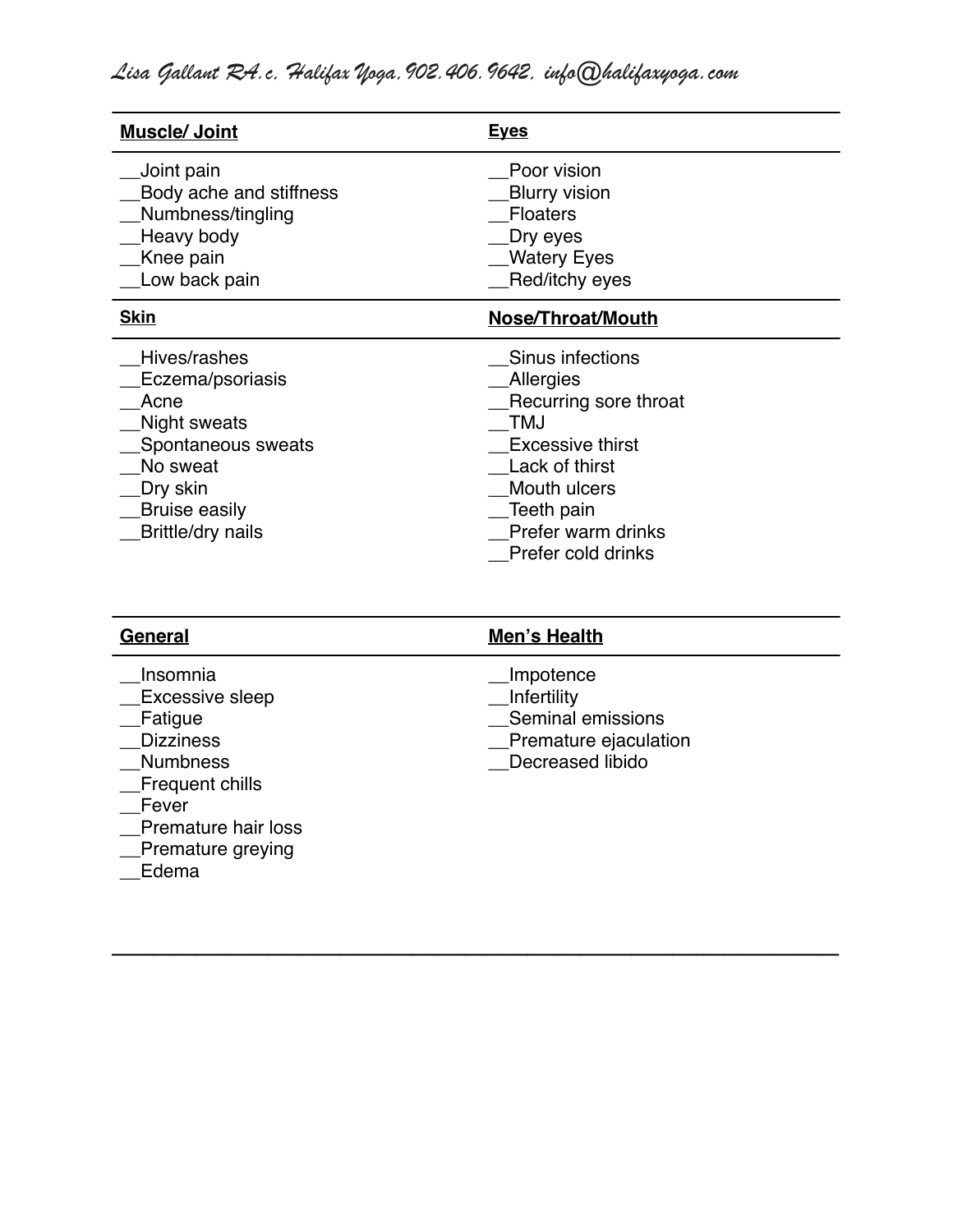**Muscle/ Joint**

__Joint pain
__Body ache and stiffness
__Numbness/tingling
__Heavy body
__Knee pain
__Low back pain

**Eyes**

__Poor vision
__Blurry vision
__Floaters
__Dry eyes
__Watery Eyes
__Red/itchy eyes

**Skin**

__Hives/rashes
__Eczema/psoriasis
__Acne
__Night sweats
__Spontaneous sweats
__No sweat
__Dry skin
__Bruise easily
__Brittle/dry nails

**Nose/Throat/Mouth**

__Sinus infections
__Allergies
__Recurring sore throat
__TMJ
__Excessive thirst
__Lack of thirst
__Mouth ulcers
__Teeth pain
__Prefer warm drinks
__Prefer cold drinks

**General**

__Insomnia
__Excessive sleep
__Fatigue
__Dizziness
__Numbness
__Frequent chills
__Fever
__Premature hair loss
__Premature greying
__Edema

**Men's Health**

__Impotence
__Infertility
__Seminal emissions
__Premature ejaculation
__Decreased libido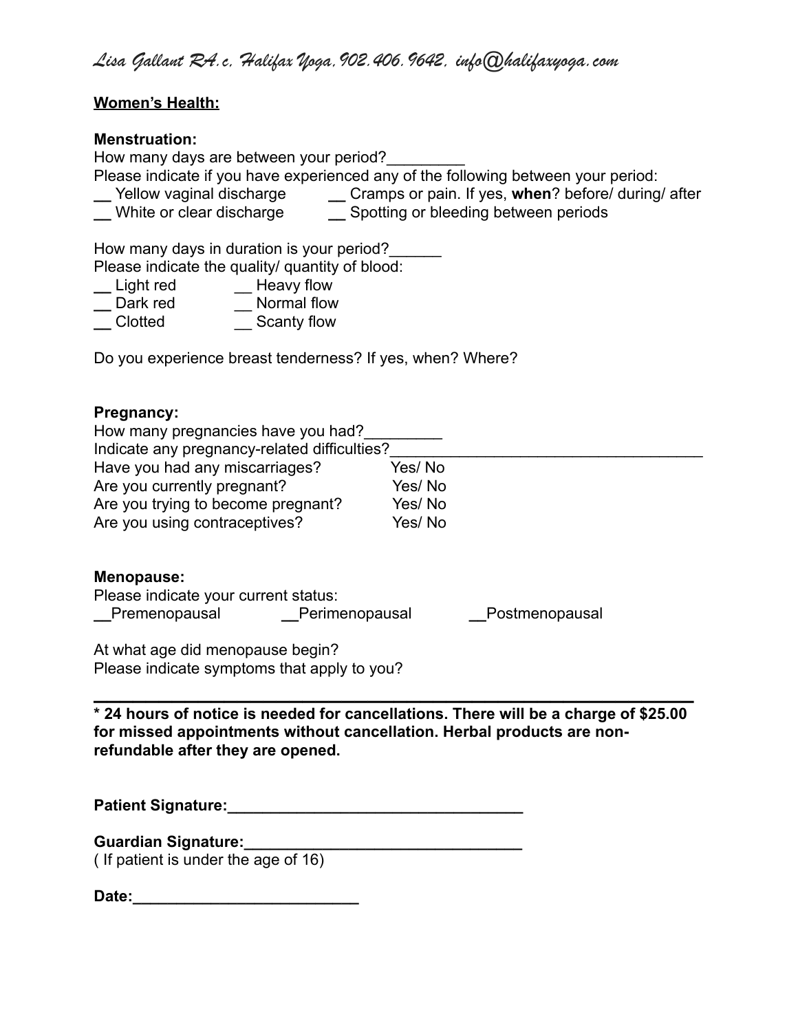Lisa Gallant RA.c, Halifax Yoga, 902.406.9642, info@halifaxyoga.com

**Women's Health:**

**Menstruation:**

How many days are between your period?_________

Please indicate if you have experienced any of the following between your period:

__ Yellow vaginal discharge __ Cramps or pain. If yes, **when**? before/ during/ after

__ White or clear discharge __ Spotting or bleeding between periods

How many days in duration is your period?______

Please indicate the quality/ quantity of blood:

__ Light red __ Heavy flow

__ Dark red __ Normal flow

__ Clotted __ Scanty flow

Do you experience breast tenderness? If yes, when? Where?

**Pregnancy:**

How many pregnancies have you had?_________

Indicate any pregnancy-related difficulties?_____________________________________

Have you had any miscarriages? Yes/ No

Are you currently pregnant? Yes/ No

Are you trying to become pregnant? Yes/ No

Are you using contraceptives? Yes/ No

**Menopause:**

Please indicate your current status:

__Premenopausal __Perimenopausal __Postmenopausal

At what age did menopause begin?

Please indicate symptoms that apply to you?

---

**\* 24 hours of notice is needed for cancellations. There will be a charge of $25.00 for missed appointments without cancellation. Herbal products are non-refundable after they are opened.**

**Patient Signature:**___________________________________

**Guardian Signature:**________________________________

( If patient is under the age of 16)

**Date:**__________________________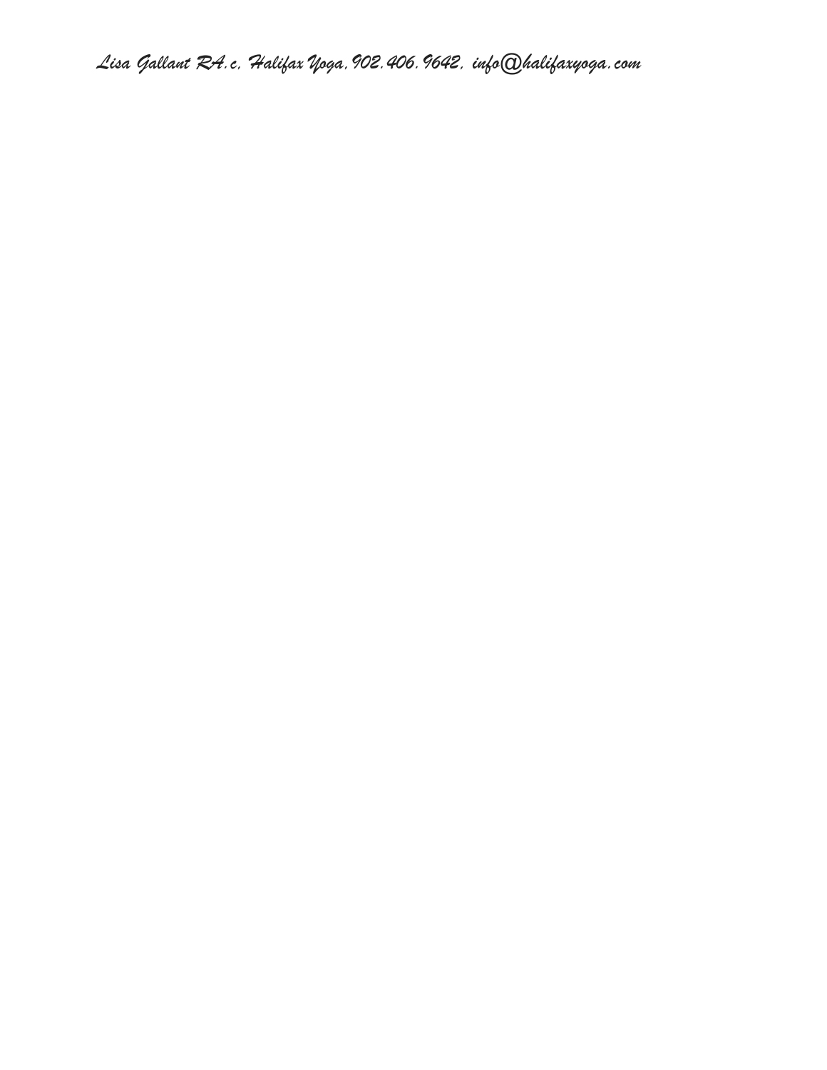*Lisa Gallant RA.c, Halifax Yoga, 902.406.9642, info@halifaxyoga.com*